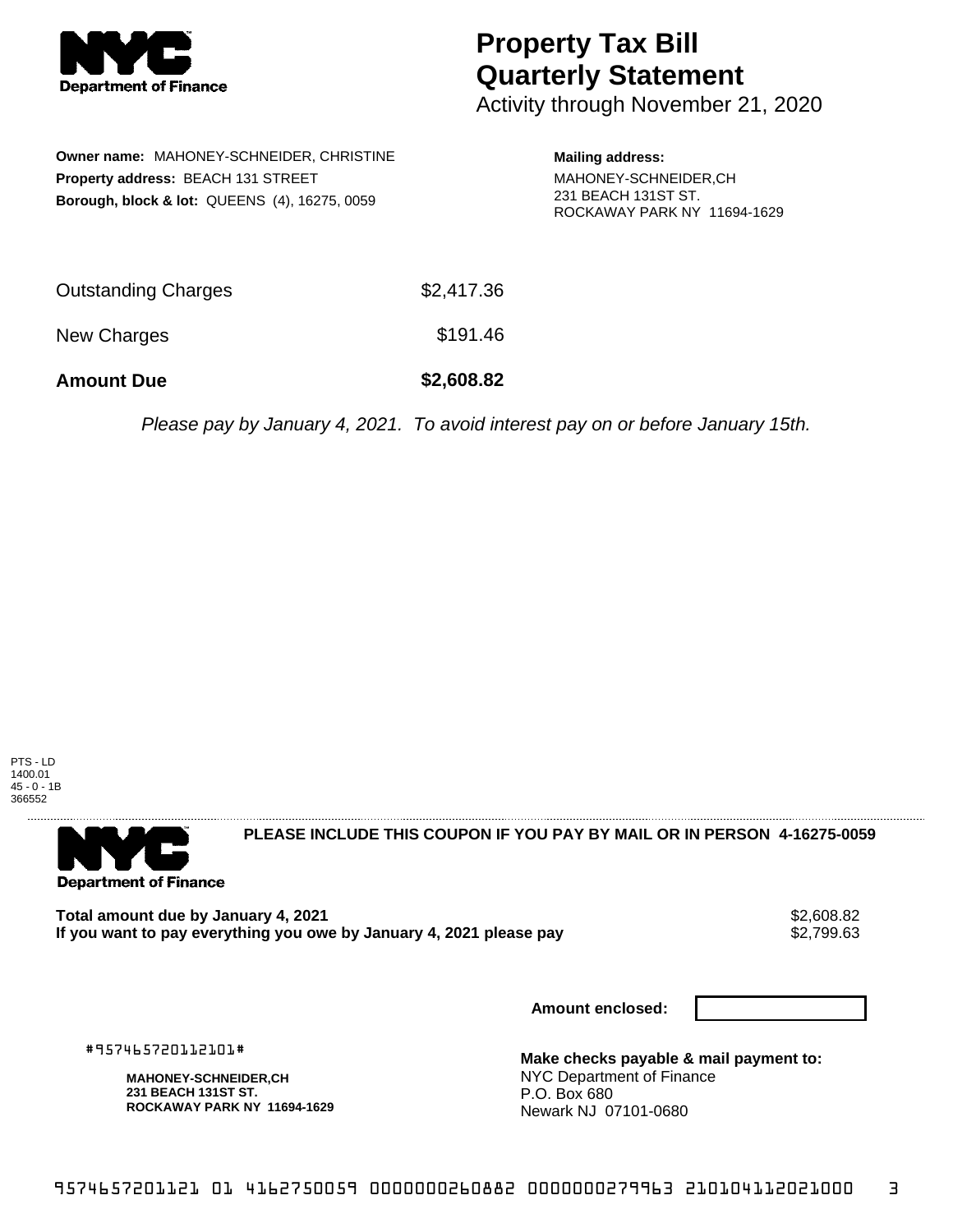# Property Tax Bill Quarterly Statement

Activity through November 21, 2020

**Owner name:** MAHONEY-SCHNEIDER, CHRISTINE
**Property address:** BEACH 131 STREET
**Borough, block & lot:** QUEENS (4), 16275, 0059

**Mailing address:**
MAHONEY-SCHNEIDER,CH
231 BEACH 131ST ST.
ROCKAWAY PARK NY 11694-1629

| | |
|---|---|
| Outstanding Charges | $2,417.36 |
| New Charges | $191.46 |
| **Amount Due** | **$2,608.82** |

*Please pay by January 4, 2021. To avoid interest pay on or before January 15th.*

PTS - LD
1400.01
45 - 0 - 1B
366552

**PLEASE INCLUDE THIS COUPON IF YOU PAY BY MAIL OR IN PERSON 4-16275-0059**

**Total amount due by January 4, 2021** $2,608.82
**If you want to pay everything you owe by January 4, 2021 please pay** $2,799.63

**Amount enclosed:**

#957465720112101#

**MAHONEY-SCHNEIDER,CH**
**231 BEACH 131ST ST.**
**ROCKAWAY PARK NY 11694-1629**

**Make checks payable & mail payment to:**
NYC Department of Finance
P.O. Box 680
Newark NJ 07101-0680

9574657201121 01 4162750059 0000000260882 0000000279963 210104112021000 3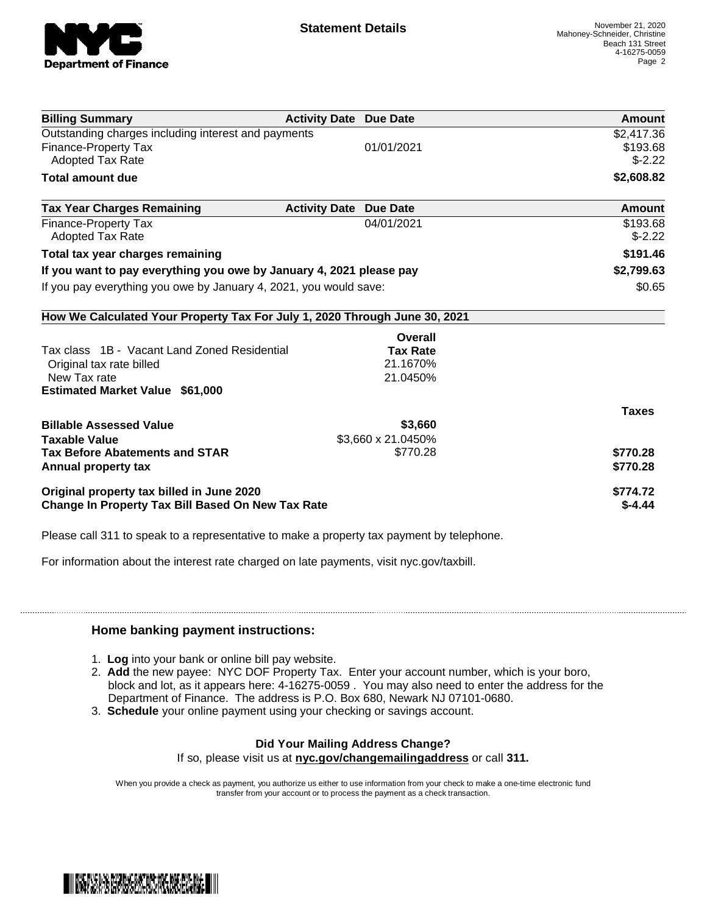# Statement Details

November 21, 2020
Mahoney-Schneider, Christine
Beach 131 Street
4-16275-0059

| Billing Summary | Activity Date | Due Date | Amount |
|---|---|---|---|
| Outstanding charges including interest and payments | | | $2,417.36 |
| Finance-Property Tax | | 01/01/2021 | $193.68 |
| Adopted Tax Rate | | | $-2.22 |
| **Total amount due** | | | **$2,608.82** |

| Tax Year Charges Remaining | Activity Date | Due Date | Amount |
|---|---|---|---|
| Finance-Property Tax | | 04/01/2021 | $193.68 |
| Adopted Tax Rate | | | $-2.22 |
| **Total tax year charges remaining** | | | **$191.46** |
| **If you want to pay everything you owe by January 4, 2021 please pay** | | | **$2,799.63** |
| If you pay everything you owe by January 4, 2021, you would save: | | | $0.65 |

## How We Calculated Your Property Tax For July 1, 2020 Through June 30, 2021

| | Overall Tax Rate | |
|---|---|---|
| Tax class 1B - Vacant Land Zoned Residential | | |
| Original tax rate billed | 21.1670% | |
| New Tax rate | 21.0450% | |
| **Estimated Market Value $61,000** | | |
| | | **Taxes** |
| **Billable Assessed Value** | **$3,660** | |
| **Taxable Value** | $3,660 x 21.0450% | |
| **Tax Before Abatements and STAR** | $770.28 | **$770.28** |
| **Annual property tax** | | **$770.28** |
| **Original property tax billed in June 2020** | | **$774.72** |
| **Change In Property Tax Bill Based On New Tax Rate** | | **$-4.44** |

Please call 311 to speak to a representative to make a property tax payment by telephone.

For information about the interest rate charged on late payments, visit nyc.gov/taxbill.

### Home banking payment instructions:

1. **Log** into your bank or online bill pay website.
2. **Add** the new payee: NYC DOF Property Tax. Enter your account number, which is your boro, block and lot, as it appears here: 4-16275-0059 . You may also need to enter the address for the Department of Finance. The address is P.O. Box 680, Newark NJ 07101-0680.
3. **Schedule** your online payment using your checking or savings account.

**Did Your Mailing Address Change?**
If so, please visit us at **nyc.gov/changemailingaddress** or call **311.**

When you provide a check as payment, you authorize us either to use information from your check to make a one-time electronic fund transfer from your account or to process the payment as a check transaction.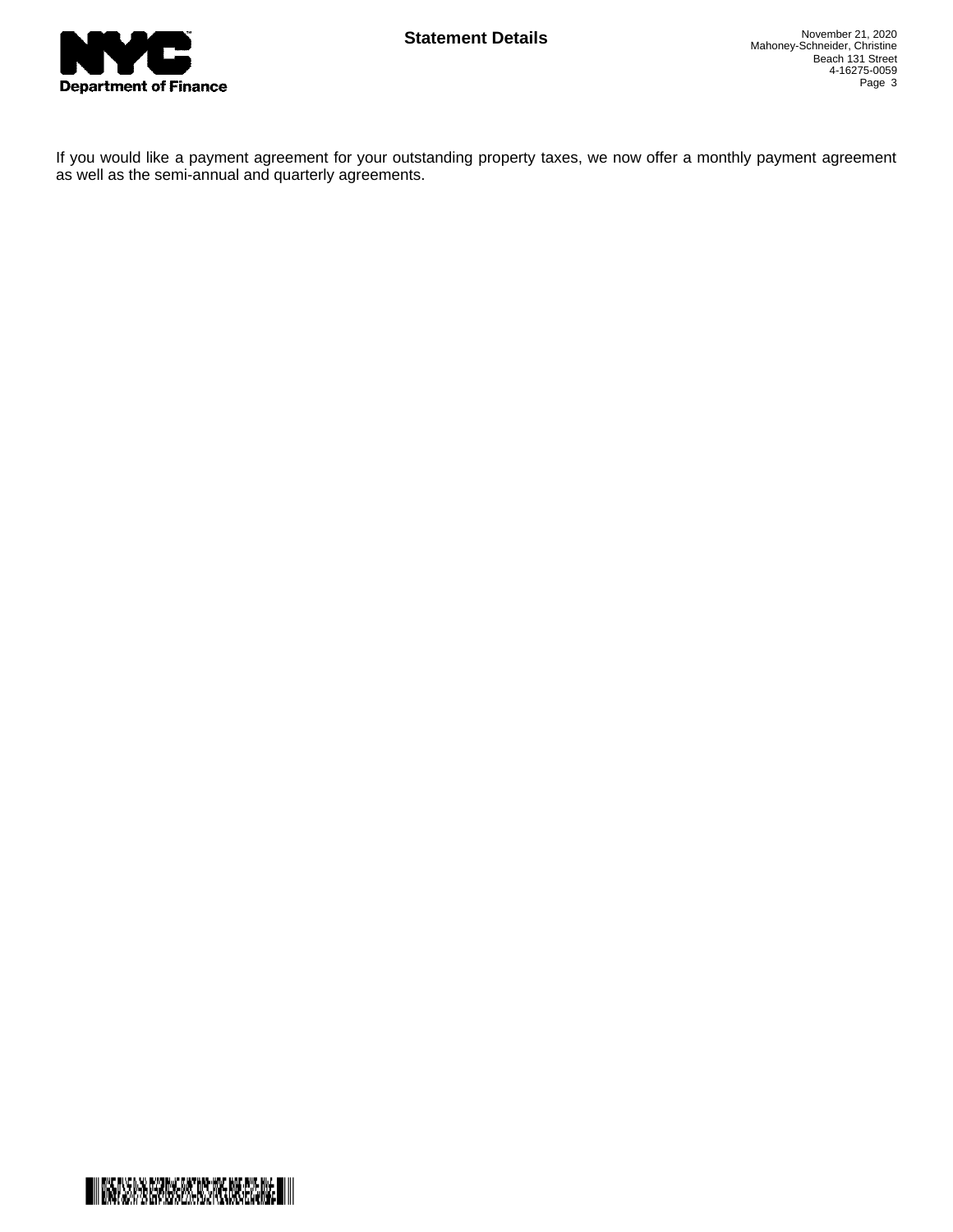If you would like a payment agreement for your outstanding property taxes, we now offer a monthly payment agreement as well as the semi-annual and quarterly agreements.